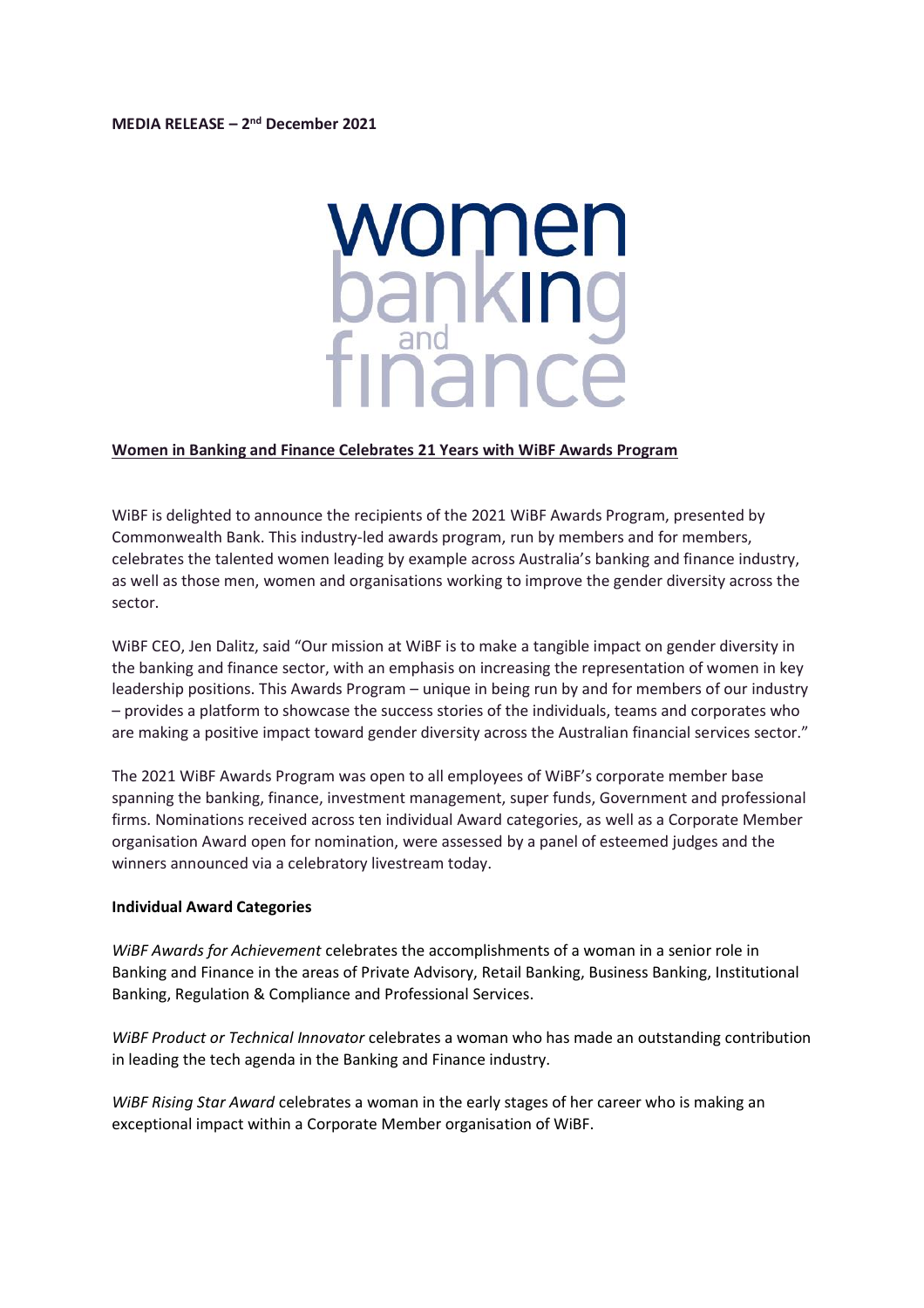**MEDIA RELEASE – 2nd December 2021**

women banking and finance

**Women in Banking and Finance Celebrates 21 Years with WiBF Awards Program**

WiBF is delighted to announce the recipients of the 2021 WiBF Awards Program, presented by Commonwealth Bank. This industry-led awards program, run by members and for members, celebrates the talented women leading by example across Australia's banking and finance industry, as well as those men, women and organisations working to improve the gender diversity across the sector.

WiBF CEO, Jen Dalitz, said "Our mission at WiBF is to make a tangible impact on gender diversity in the banking and finance sector, with an emphasis on increasing the representation of women in key leadership positions. This Awards Program – unique in being run by and for members of our industry – provides a platform to showcase the success stories of the individuals, teams and corporates who are making a positive impact toward gender diversity across the Australian financial services sector."

The 2021 WiBF Awards Program was open to all employees of WiBF's corporate member base spanning the banking, finance, investment management, super funds, Government and professional firms. Nominations received across ten individual Award categories, as well as a Corporate Member organisation Award open for nomination, were assessed by a panel of esteemed judges and the winners announced via a celebratory livestream today.

**Individual Award Categories**

*WiBF Awards for Achievement* celebrates the accomplishments of a woman in a senior role in Banking and Finance in the areas of Private Advisory, Retail Banking, Business Banking, Institutional Banking, Regulation & Compliance and Professional Services.

*WiBF Product or Technical Innovator* celebrates a woman who has made an outstanding contribution in leading the tech agenda in the Banking and Finance industry.

*WiBF Rising Star Award* celebrates a woman in the early stages of her career who is making an exceptional impact within a Corporate Member organisation of WiBF.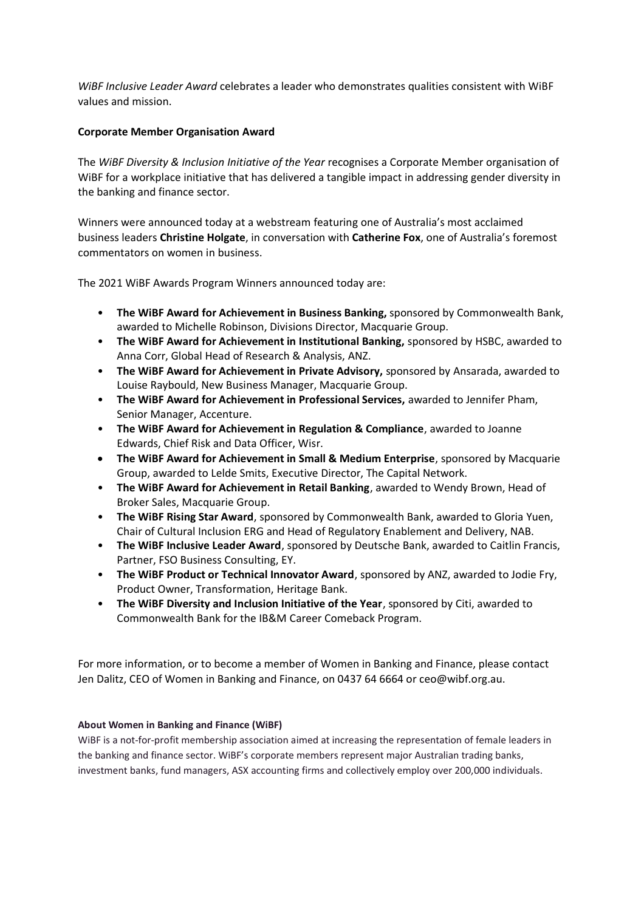*WiBF Inclusive Leader Award* celebrates a leader who demonstrates qualities consistent with WiBF values and mission.

**Corporate Member Organisation Award**

The *WiBF Diversity & Inclusion Initiative of the Year* recognises a Corporate Member organisation of WiBF for a workplace initiative that has delivered a tangible impact in addressing gender diversity in the banking and finance sector.

Winners were announced today at a webstream featuring one of Australia's most acclaimed business leaders **Christine Holgate**, in conversation with **Catherine Fox**, one of Australia's foremost commentators on women in business.

The 2021 WiBF Awards Program Winners announced today are:

- **The WiBF Award for Achievement in Business Banking,** sponsored by Commonwealth Bank, awarded to Michelle Robinson, Divisions Director, Macquarie Group.
- **The WiBF Award for Achievement in Institutional Banking,** sponsored by HSBC, awarded to Anna Corr, Global Head of Research & Analysis, ANZ.
- **The WiBF Award for Achievement in Private Advisory,** sponsored by Ansarada, awarded to Louise Raybould, New Business Manager, Macquarie Group.
- **The WiBF Award for Achievement in Professional Services,** awarded to Jennifer Pham, Senior Manager, Accenture.
- **The WiBF Award for Achievement in Regulation & Compliance**, awarded to Joanne Edwards, Chief Risk and Data Officer, Wisr.
- **The WiBF Award for Achievement in Small & Medium Enterprise**, sponsored by Macquarie Group, awarded to Lelde Smits, Executive Director, The Capital Network.
- **The WiBF Award for Achievement in Retail Banking**, awarded to Wendy Brown, Head of Broker Sales, Macquarie Group.
- **The WiBF Rising Star Award**, sponsored by Commonwealth Bank, awarded to Gloria Yuen, Chair of Cultural Inclusion ERG and Head of Regulatory Enablement and Delivery, NAB.
- **The WiBF Inclusive Leader Award**, sponsored by Deutsche Bank, awarded to Caitlin Francis, Partner, FSO Business Consulting, EY.
- **The WiBF Product or Technical Innovator Award**, sponsored by ANZ, awarded to Jodie Fry, Product Owner, Transformation, Heritage Bank.
- **The WiBF Diversity and Inclusion Initiative of the Year**, sponsored by Citi, awarded to Commonwealth Bank for the IB&M Career Comeback Program.

For more information, or to become a member of Women in Banking and Finance, please contact Jen Dalitz, CEO of Women in Banking and Finance, on 0437 64 6664 or ceo@wibf.org.au.

**About Women in Banking and Finance (WiBF)**

WiBF is a not-for-profit membership association aimed at increasing the representation of female leaders in the banking and finance sector. WiBF's corporate members represent major Australian trading banks, investment banks, fund managers, ASX accounting firms and collectively employ over 200,000 individuals.